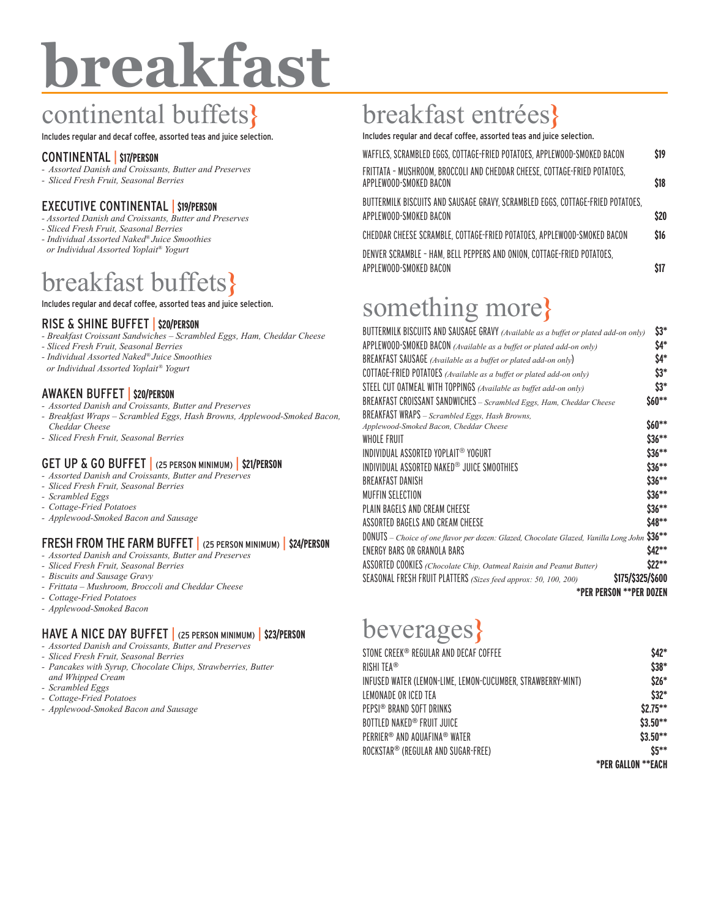# breakfast

## continental buffets}

Includes regular and decaf coffee, assorted teas and juice selection.

### CONTINENTAL | $17/PERSON

- *Assorted Danish and Croissants, Butter and Preserves*
- *Sliced Fresh Fruit, Seasonal Berries*

### EXECUTIVE CONTINENTAL | $19/PERSON

- *Assorted Danish and Croissants, Butter and Preserves*
- *Sliced Fresh Fruit, Seasonal Berries*
- *Individual Assorted Naked® Juice Smoothies or Individual Assorted Yoplait® Yogurt*

## breakfast buffets}

Includes regular and decaf coffee, assorted teas and juice selection.

### RISE & SHINE BUFFET | $20/PERSON

- *Breakfast Croissant Sandwiches – Scrambled Eggs, Ham, Cheddar Cheese*
- *Sliced Fresh Fruit, Seasonal Berries*
- *Individual Assorted Naked® Juice Smoothies or Individual Assorted Yoplait® Yogurt*

### AWAKEN BUFFET | $20/PERSON

- *Assorted Danish and Croissants, Butter and Preserves*
- *Breakfast Wraps – Scrambled Eggs, Hash Browns, Applewood-Smoked Bacon, Cheddar Cheese*
- *Sliced Fresh Fruit, Seasonal Berries*

### GET UP & GO BUFFET | (25 PERSON MINIMUM) | $21/PERSON

- *Assorted Danish and Croissants, Butter and Preserves*
- *Sliced Fresh Fruit, Seasonal Berries*
- *Scrambled Eggs*
- *Cottage-Fried Potatoes*
- *Applewood-Smoked Bacon and Sausage*

### FRESH FROM THE FARM BUFFET | (25 PERSON MINIMUM) | $24/PERSON

- *Assorted Danish and Croissants, Butter and Preserves*
- *Sliced Fresh Fruit, Seasonal Berries*
- *Biscuits and Sausage Gravy*
- *Frittata – Mushroom, Broccoli and Cheddar Cheese*
- *Cottage-Fried Potatoes*
- *Applewood-Smoked Bacon*

### HAVE A NICE DAY BUFFET | (25 PERSON MINIMUM) | $23/PERSON

- *Assorted Danish and Croissants, Butter and Preserves*
- *Sliced Fresh Fruit, Seasonal Berries*
- *Pancakes with Syrup, Chocolate Chips, Strawberries, Butter and Whipped Cream*
- *Scrambled Eggs*
- *Cottage-Fried Potatoes*
- *Applewood-Smoked Bacon and Sausage*

## breakfast entrées}

Includes regular and decaf coffee, assorted teas and juice selection.

| Item | Price |
|---|---|
| WAFFLES, SCRAMBLED EGGS, COTTAGE-FRIED POTATOES, APPLEWOOD-SMOKED BACON | $19 |
| FRITTATA - MUSHROOM, BROCCOLI AND CHEDDAR CHEESE, COTTAGE-FRIED POTATOES, APPLEWOOD-SMOKED BACON | $18 |
| BUTTERMILK BISCUITS AND SAUSAGE GRAVY, SCRAMBLED EGGS, COTTAGE-FRIED POTATOES, APPLEWOOD-SMOKED BACON | $20 |
| CHEDDAR CHEESE SCRAMBLE, COTTAGE-FRIED POTATOES, APPLEWOOD-SMOKED BACON | $16 |
| DENVER SCRAMBLE - HAM, BELL PEPPERS AND ONION, COTTAGE-FRIED POTATOES, APPLEWOOD-SMOKED BACON | $17 |

## something more}

| Item | Price |
|---|---|
| BUTTERMILK BISCUITS AND SAUSAGE GRAVY *(Available as a buffet or plated add-on only)* | $3* |
| APPLEWOOD-SMOKED BACON *(Available as a buffet or plated add-on only)* | $4* |
| BREAKFAST SAUSAGE *(Available as a buffet or plated add-on only)* | $4* |
| COTTAGE-FRIED POTATOES *(Available as a buffet or plated add-on only)* | $3* |
| STEEL CUT OATMEAL WITH TOPPINGS *(Available as buffet add-on only)* | $3* |
| BREAKFAST CROISSANT SANDWICHES – *Scrambled Eggs, Ham, Cheddar Cheese* | $60** |
| BREAKFAST WRAPS – *Scrambled Eggs, Hash Browns, Applewood-Smoked Bacon, Cheddar Cheese* | $60** |
| WHOLE FRUIT | $36** |
| INDIVIDUAL ASSORTED YOPLAIT® YOGURT | $36** |
| INDIVIDUAL ASSORTED NAKED® JUICE SMOOTHIES | $36** |
| BREAKFAST DANISH | $36** |
| MUFFIN SELECTION | $36** |
| PLAIN BAGELS AND CREAM CHEESE | $36** |
| ASSORTED BAGELS AND CREAM CHEESE | $48** |
| DONUTS – *Choice of one flavor per dozen: Glazed, Chocolate Glazed, Vanilla Long John* | $36** |
| ENERGY BARS OR GRANOLA BARS | $42** |
| ASSORTED COOKIES *(Chocolate Chip, Oatmeal Raisin and Peanut Butter)* | $22** |
| SEASONAL FRESH FRUIT PLATTERS *(Sizes feed approx: 50, 100, 200)* | $175/$325/$600 |

**\*PER PERSON \*\*PER DOZEN**

## beverages}

| Item | Price |
|---|---|
| STONE CREEK® REGULAR AND DECAF COFFEE | $42* |
| RISHI TEA® | $38* |
| INFUSED WATER (LEMON-LIME, LEMON-CUCUMBER, STRAWBERRY-MINT) | $26* |
| LEMONADE OR ICED TEA | $32* |
| PEPSI® BRAND SOFT DRINKS | $2.75** |
| BOTTLED NAKED® FRUIT JUICE | $3.50** |
| PERRIER® AND AQUAFINA® WATER | $3.50** |
| ROCKSTAR® (REGULAR AND SUGAR-FREE) | $5** |

**\*PER GALLON \*\*EACH**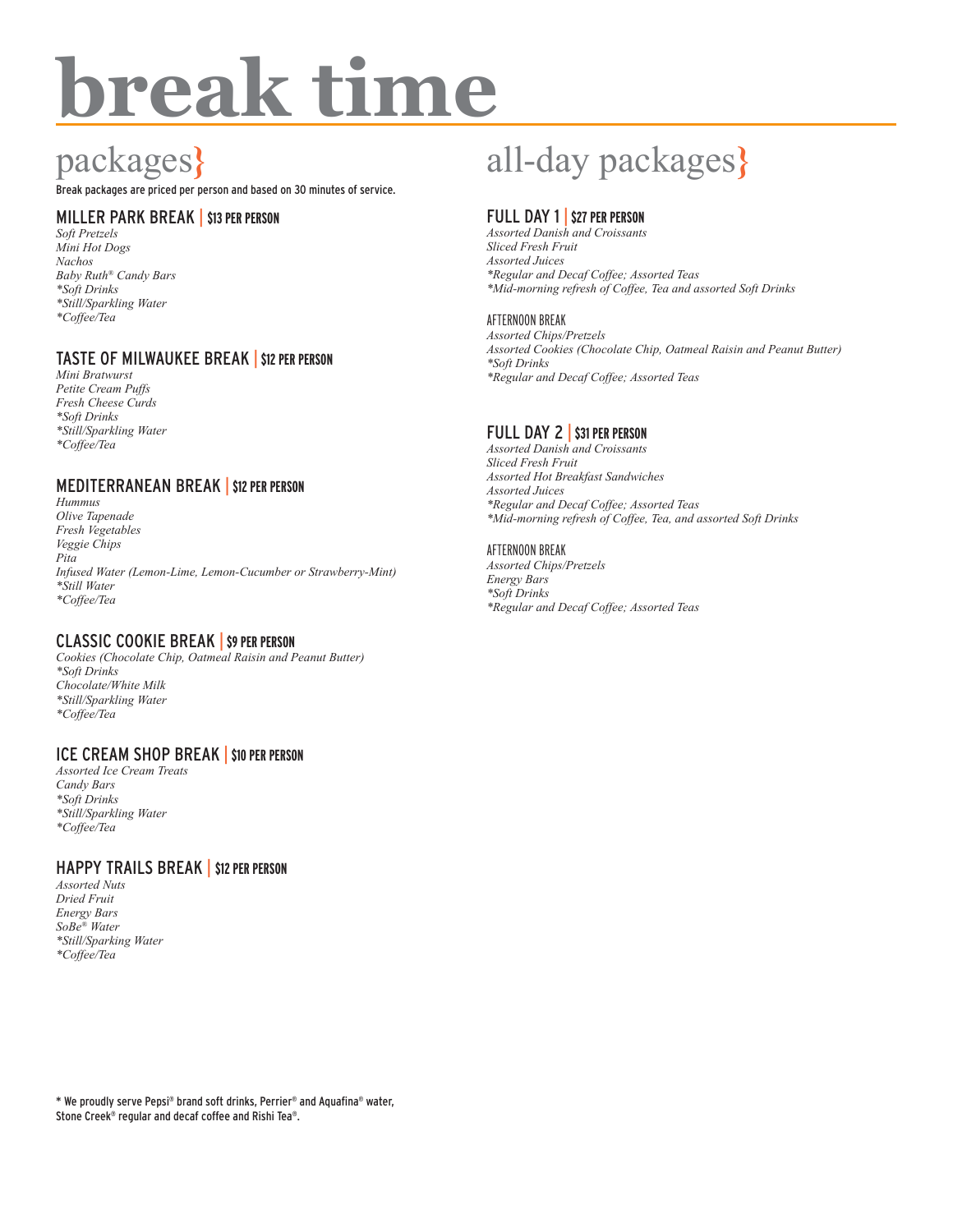# break time

## packages}

Break packages are priced per person and based on 30 minutes of service.

### MILLER PARK BREAK | $13 PER PERSON

*Soft Pretzels*
*Mini Hot Dogs*
*Nachos*
*Baby Ruth® Candy Bars*
*\*Soft Drinks*
*\*Still/Sparkling Water*
*\*Coffee/Tea*

### TASTE OF MILWAUKEE BREAK | $12 PER PERSON

*Mini Bratwurst*
*Petite Cream Puffs*
*Fresh Cheese Curds*
*\*Soft Drinks*
*\*Still/Sparkling Water*
*\*Coffee/Tea*

### MEDITERRANEAN BREAK | $12 PER PERSON

*Hummus*
*Olive Tapenade*
*Fresh Vegetables*
*Veggie Chips*
*Pita*
*Infused Water (Lemon-Lime, Lemon-Cucumber or Strawberry-Mint)*
*\*Still Water*
*\*Coffee/Tea*

### CLASSIC COOKIE BREAK | $9 PER PERSON

*Cookies (Chocolate Chip, Oatmeal Raisin and Peanut Butter)*
*\*Soft Drinks*
*Chocolate/White Milk*
*\*Still/Sparkling Water*
*\*Coffee/Tea*

### ICE CREAM SHOP BREAK | $10 PER PERSON

*Assorted Ice Cream Treats*
*Candy Bars*
*\*Soft Drinks*
*\*Still/Sparkling Water*
*\*Coffee/Tea*

### HAPPY TRAILS BREAK | $12 PER PERSON

*Assorted Nuts*
*Dried Fruit*
*Energy Bars*
*SoBe® Water*
*\*Still/Sparking Water*
*\*Coffee/Tea*

## all-day packages}

### FULL DAY 1 | $27 PER PERSON

*Assorted Danish and Croissants*
*Sliced Fresh Fruit*
*Assorted Juices*
*\*Regular and Decaf Coffee; Assorted Teas*
*\*Mid-morning refresh of Coffee, Tea and assorted Soft Drinks*

AFTERNOON BREAK

*Assorted Chips/Pretzels*
*Assorted Cookies (Chocolate Chip, Oatmeal Raisin and Peanut Butter)*
*\*Soft Drinks*
*\*Regular and Decaf Coffee; Assorted Teas*

### FULL DAY 2 | $31 PER PERSON

*Assorted Danish and Croissants*
*Sliced Fresh Fruit*
*Assorted Hot Breakfast Sandwiches*
*Assorted Juices*
*\*Regular and Decaf Coffee; Assorted Teas*
*\*Mid-morning refresh of Coffee, Tea, and assorted Soft Drinks*

AFTERNOON BREAK

*Assorted Chips/Pretzels*
*Energy Bars*
*\*Soft Drinks*
*\*Regular and Decaf Coffee; Assorted Teas*

\* We proudly serve Pepsi® brand soft drinks, Perrier® and Aquafina® water, Stone Creek® regular and decaf coffee and Rishi Tea®.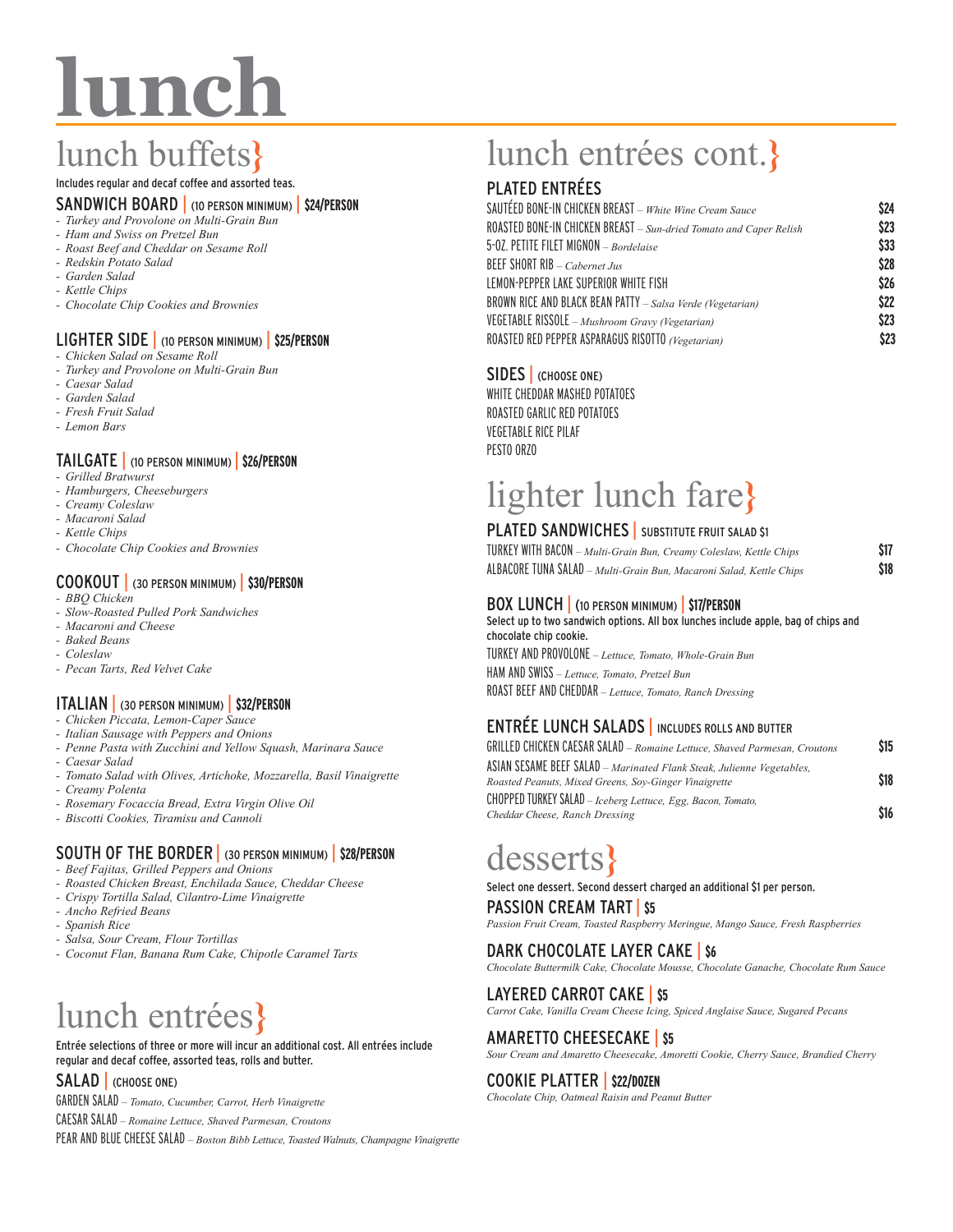# lunch

## lunch buffets}

Includes regular and decaf coffee and assorted teas.

### SANDWICH BOARD | (10 PERSON MINIMUM) | $24/PERSON

- *Turkey and Provolone on Multi-Grain Bun*
- *Ham and Swiss on Pretzel Bun*
- *Roast Beef and Cheddar on Sesame Roll*
- *Redskin Potato Salad*
- *Garden Salad*
- *Kettle Chips*
- *Chocolate Chip Cookies and Brownies*

### LIGHTER SIDE | (10 PERSON MINIMUM) | $25/PERSON

- *Chicken Salad on Sesame Roll*
- *Turkey and Provolone on Multi-Grain Bun*
- *Caesar Salad*
- *Garden Salad*
- *Fresh Fruit Salad*
- *Lemon Bars*

### TAILGATE | (10 PERSON MINIMUM) | $26/PERSON

- *Grilled Bratwurst*
- *Hamburgers, Cheeseburgers*
- *Creamy Coleslaw*
- *Macaroni Salad*
- *Kettle Chips*
- *Chocolate Chip Cookies and Brownies*

### COOKOUT | (30 PERSON MINIMUM) | $30/PERSON

- *BBQ Chicken*
- *Slow-Roasted Pulled Pork Sandwiches*
- *Macaroni and Cheese*
- *Baked Beans*
- *Coleslaw*
- *Pecan Tarts, Red Velvet Cake*

### ITALIAN | (30 PERSON MINIMUM) | $32/PERSON

- *Chicken Piccata, Lemon-Caper Sauce*
- *Italian Sausage with Peppers and Onions*
- *Penne Pasta with Zucchini and Yellow Squash, Marinara Sauce*
- *Caesar Salad*
- *Tomato Salad with Olives, Artichoke, Mozzarella, Basil Vinaigrette*
- *Creamy Polenta*
- *Rosemary Focaccia Bread, Extra Virgin Olive Oil*
- *Biscotti Cookies, Tiramisu and Cannoli*

### SOUTH OF THE BORDER | (30 PERSON MINIMUM) | $28/PERSON

- *Beef Fajitas, Grilled Peppers and Onions*
- *Roasted Chicken Breast, Enchilada Sauce, Cheddar Cheese*
- *Crispy Tortilla Salad, Cilantro-Lime Vinaigrette*
- *Ancho Refried Beans*
- *Spanish Rice*
- *Salsa, Sour Cream, Flour Tortillas*
- *Coconut Flan, Banana Rum Cake, Chipotle Caramel Tarts*

## lunch entrées}

Entrée selections of three or more will incur an additional cost. All entrées include regular and decaf coffee, assorted teas, rolls and butter.

### SALAD | (CHOOSE ONE)

GARDEN SALAD – *Tomato, Cucumber, Carrot, Herb Vinaigrette*

CAESAR SALAD – *Romaine Lettuce, Shaved Parmesan, Croutons*

PEAR AND BLUE CHEESE SALAD – *Boston Bibb Lettuce, Toasted Walnuts, Champagne Vinaigrette*

## lunch entrées cont.}

### PLATED ENTRÉES

| | |
|---|---|
| SAUTÉED BONE-IN CHICKEN BREAST – *White Wine Cream Sauce* | $24 |
| ROASTED BONE-IN CHICKEN BREAST – *Sun-dried Tomato and Caper Relish* | $23 |
| 5-OZ. PETITE FILET MIGNON – *Bordelaise* | $33 |
| BEEF SHORT RIB – *Cabernet Jus* | $28 |
| LEMON-PEPPER LAKE SUPERIOR WHITE FISH | $26 |
| BROWN RICE AND BLACK BEAN PATTY – *Salsa Verde (Vegetarian)* | $22 |
| VEGETABLE RISSOLE – *Mushroom Gravy (Vegetarian)* | $23 |
| ROASTED RED PEPPER ASPARAGUS RISOTTO *(Vegetarian)* | $23 |

### SIDES | (CHOOSE ONE)

WHITE CHEDDAR MASHED POTATOES

ROASTED GARLIC RED POTATOES

VEGETABLE RICE PILAF

PESTO ORZO

## lighter lunch fare}

### PLATED SANDWICHES | SUBSTITUTE FRUIT SALAD $1

| | |
|---|---|
| TURKEY WITH BACON – *Multi-Grain Bun, Creamy Coleslaw, Kettle Chips* | $17 |
| ALBACORE TUNA SALAD – *Multi-Grain Bun, Macaroni Salad, Kettle Chips* | $18 |

### BOX LUNCH | (10 PERSON MINIMUM) | $17/PERSON

Select up to two sandwich options. All box lunches include apple, bag of chips and chocolate chip cookie.

TURKEY AND PROVOLONE – *Lettuce, Tomato, Whole-Grain Bun*

HAM AND SWISS – *Lettuce, Tomato, Pretzel Bun*

ROAST BEEF AND CHEDDAR – *Lettuce, Tomato, Ranch Dressing*

### ENTRÉE LUNCH SALADS | INCLUDES ROLLS AND BUTTER

| | |
|---|---|
| GRILLED CHICKEN CAESAR SALAD – *Romaine Lettuce, Shaved Parmesan, Croutons* | $15 |
| ASIAN SESAME BEEF SALAD – *Marinated Flank Steak, Julienne Vegetables, Roasted Peanuts, Mixed Greens, Soy-Ginger Vinaigrette* | $18 |
| CHOPPED TURKEY SALAD – *Iceberg Lettuce, Egg, Bacon, Tomato, Cheddar Cheese, Ranch Dressing* | $16 |

## desserts}

Select one dessert. Second dessert charged an additional $1 per person.

### PASSION CREAM TART | $5

*Passion Fruit Cream, Toasted Raspberry Meringue, Mango Sauce, Fresh Raspberries*

### DARK CHOCOLATE LAYER CAKE | $6

*Chocolate Buttermilk Cake, Chocolate Mousse, Chocolate Ganache, Chocolate Rum Sauce*

### LAYERED CARROT CAKE | $5

*Carrot Cake, Vanilla Cream Cheese Icing, Spiced Anglaise Sauce, Sugared Pecans*

### AMARETTO CHEESECAKE | $5

*Sour Cream and Amaretto Cheesecake, Amoretti Cookie, Cherry Sauce, Brandied Cherry*

### COOKIE PLATTER | $22/DOZEN

*Chocolate Chip, Oatmeal Raisin and Peanut Butter*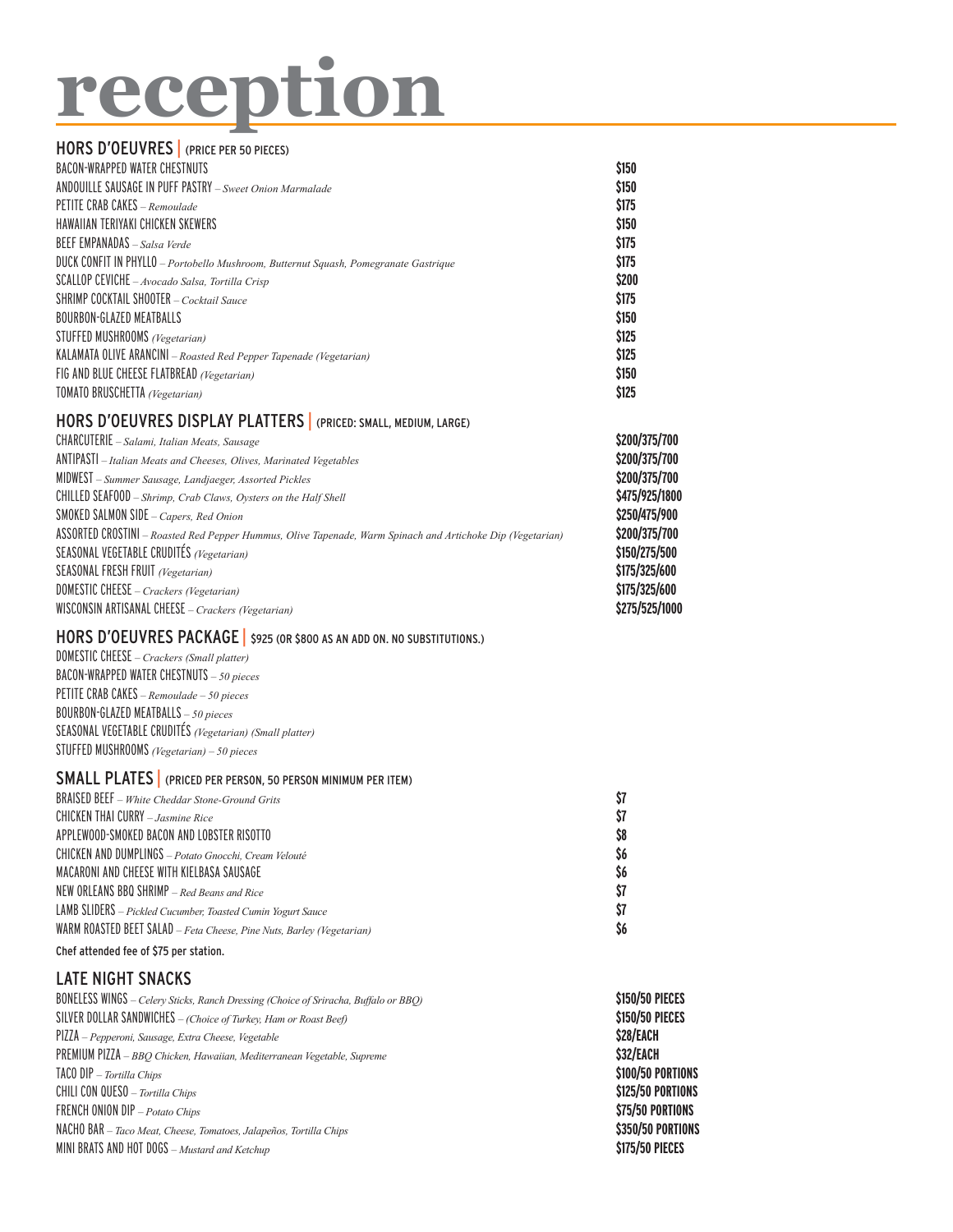# reception

## HORS D'OEUVRES | (PRICE PER 50 PIECES)

| Item | Price |
|---|---|
| BACON-WRAPPED WATER CHESTNUTS | $150 |
| ANDOUILLE SAUSAGE IN PUFF PASTRY – *Sweet Onion Marmalade* | $150 |
| PETITE CRAB CAKES – *Remoulade* | $175 |
| HAWAIIAN TERIYAKI CHICKEN SKEWERS | $150 |
| BEEF EMPANADAS – *Salsa Verde* | $175 |
| DUCK CONFIT IN PHYLLO – *Portobello Mushroom, Butternut Squash, Pomegranate Gastrique* | $175 |
| SCALLOP CEVICHE – *Avocado Salsa, Tortilla Crisp* | $200 |
| SHRIMP COCKTAIL SHOOTER – *Cocktail Sauce* | $175 |
| BOURBON-GLAZED MEATBALLS | $150 |
| STUFFED MUSHROOMS *(Vegetarian)* | $125 |
| KALAMATA OLIVE ARANCINI – *Roasted Red Pepper Tapenade (Vegetarian)* | $125 |
| FIG AND BLUE CHEESE FLATBREAD *(Vegetarian)* | $150 |
| TOMATO BRUSCHETTA *(Vegetarian)* | $125 |

## HORS D'OEUVRES DISPLAY PLATTERS | (PRICED: SMALL, MEDIUM, LARGE)

| Item | Price |
|---|---|
| CHARCUTERIE – *Salami, Italian Meats, Sausage* | $200/375/700 |
| ANTIPASTI – *Italian Meats and Cheeses, Olives, Marinated Vegetables* | $200/375/700 |
| MIDWEST – *Summer Sausage, Landjaeger, Assorted Pickles* | $200/375/700 |
| CHILLED SEAFOOD – *Shrimp, Crab Claws, Oysters on the Half Shell* | $475/925/1800 |
| SMOKED SALMON SIDE – *Capers, Red Onion* | $250/475/900 |
| ASSORTED CROSTINI – *Roasted Red Pepper Hummus, Olive Tapenade, Warm Spinach and Artichoke Dip (Vegetarian)* | $200/375/700 |
| SEASONAL VEGETABLE CRUDITÉS *(Vegetarian)* | $150/275/500 |
| SEASONAL FRESH FRUIT *(Vegetarian)* | $175/325/600 |
| DOMESTIC CHEESE – *Crackers (Vegetarian)* | $175/325/600 |
| WISCONSIN ARTISANAL CHEESE – *Crackers (Vegetarian)* | $275/525/1000 |

## HORS D'OEUVRES PACKAGE | $925 (OR $800 AS AN ADD ON. NO SUBSTITUTIONS.)

DOMESTIC CHEESE – *Crackers (Small platter)*
BACON-WRAPPED WATER CHESTNUTS – *50 pieces*
PETITE CRAB CAKES – *Remoulade – 50 pieces*
BOURBON-GLAZED MEATBALLS – *50 pieces*
SEASONAL VEGETABLE CRUDITÉS *(Vegetarian) (Small platter)*
STUFFED MUSHROOMS *(Vegetarian) – 50 pieces*

## SMALL PLATES | (PRICED PER PERSON, 50 PERSON MINIMUM PER ITEM)

| Item | Price |
|---|---|
| BRAISED BEEF – *White Cheddar Stone-Ground Grits* | $7 |
| CHICKEN THAI CURRY – *Jasmine Rice* | $7 |
| APPLEWOOD-SMOKED BACON AND LOBSTER RISOTTO | $8 |
| CHICKEN AND DUMPLINGS – *Potato Gnocchi, Cream Velouté* | $6 |
| MACARONI AND CHEESE WITH KIELBASA SAUSAGE | $6 |
| NEW ORLEANS BBQ SHRIMP – *Red Beans and Rice* | $7 |
| LAMB SLIDERS – *Pickled Cucumber, Toasted Cumin Yogurt Sauce* | $7 |
| WARM ROASTED BEET SALAD – *Feta Cheese, Pine Nuts, Barley (Vegetarian)* | $6 |

Chef attended fee of $75 per station.

## LATE NIGHT SNACKS

| Item | Price |
|---|---|
| BONELESS WINGS – *Celery Sticks, Ranch Dressing (Choice of Sriracha, Buffalo or BBQ)* | $150/50 PIECES |
| SILVER DOLLAR SANDWICHES – *(Choice of Turkey, Ham or Roast Beef)* | $150/50 PIECES |
| PIZZA – *Pepperoni, Sausage, Extra Cheese, Vegetable* | $28/EACH |
| PREMIUM PIZZA – *BBQ Chicken, Hawaiian, Mediterranean Vegetable, Supreme* | $32/EACH |
| TACO DIP – *Tortilla Chips* | $100/50 PORTIONS |
| CHILI CON QUESO – *Tortilla Chips* | $125/50 PORTIONS |
| FRENCH ONION DIP – *Potato Chips* | $75/50 PORTIONS |
| NACHO BAR – *Taco Meat, Cheese, Tomatoes, Jalapeños, Tortilla Chips* | $350/50 PORTIONS |
| MINI BRATS AND HOT DOGS – *Mustard and Ketchup* | $175/50 PIECES |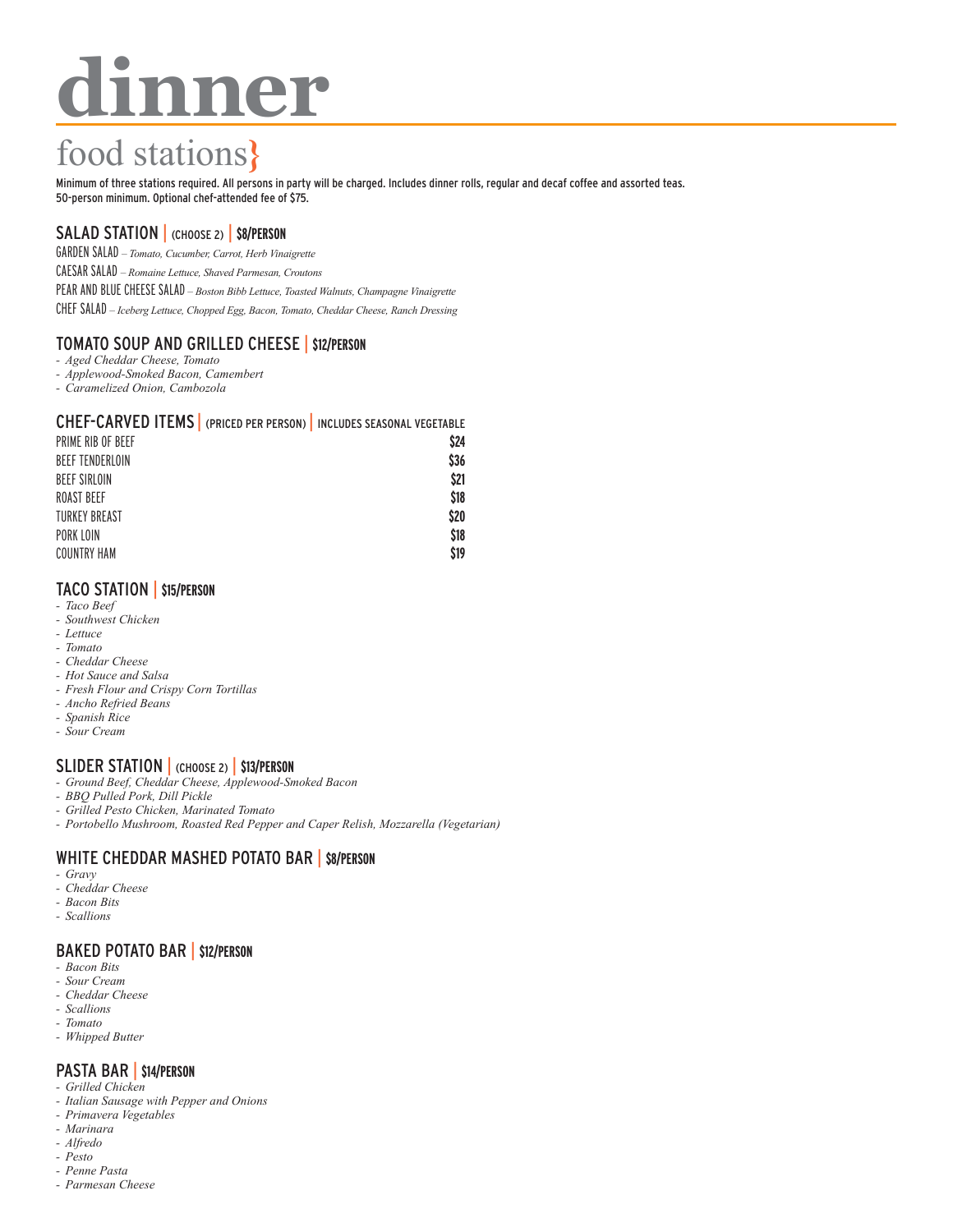# dinner

## food stations}

Minimum of three stations required. All persons in party will be charged. Includes dinner rolls, regular and decaf coffee and assorted teas. 50-person minimum. Optional chef-attended fee of $75.

### SALAD STATION | (CHOOSE 2) | $8/PERSON

GARDEN SALAD – *Tomato, Cucumber, Carrot, Herb Vinaigrette*

CAESAR SALAD – *Romaine Lettuce, Shaved Parmesan, Croutons*

PEAR AND BLUE CHEESE SALAD – *Boston Bibb Lettuce, Toasted Walnuts, Champagne Vinaigrette*

CHEF SALAD – *Iceberg Lettuce, Chopped Egg, Bacon, Tomato, Cheddar Cheese, Ranch Dressing*

### TOMATO SOUP AND GRILLED CHEESE | $12/PERSON

- *Aged Cheddar Cheese, Tomato*
- *Applewood-Smoked Bacon, Camembert*
- *Caramelized Onion, Cambozola*

### CHEF-CARVED ITEMS | (PRICED PER PERSON) | INCLUDES SEASONAL VEGETABLE

| Item | Price |
|---|---|
| PRIME RIB OF BEEF | $24 |
| BEEF TENDERLOIN | $36 |
| BEEF SIRLOIN | $21 |
| ROAST BEEF | $18 |
| TURKEY BREAST | $20 |
| PORK LOIN | $18 |
| COUNTRY HAM | $19 |

### TACO STATION | $15/PERSON

- *Taco Beef*
- *Southwest Chicken*
- *Lettuce*
- *Tomato*
- *Cheddar Cheese*
- *Hot Sauce and Salsa*
- *Fresh Flour and Crispy Corn Tortillas*
- *Ancho Refried Beans*
- *Spanish Rice*
- *Sour Cream*

### SLIDER STATION | (CHOOSE 2) | $13/PERSON

- *Ground Beef, Cheddar Cheese, Applewood-Smoked Bacon*
- *BBQ Pulled Pork, Dill Pickle*
- *Grilled Pesto Chicken, Marinated Tomato*
- *Portobello Mushroom, Roasted Red Pepper and Caper Relish, Mozzarella (Vegetarian)*

### WHITE CHEDDAR MASHED POTATO BAR | $8/PERSON

- *Gravy*
- *Cheddar Cheese*
- *Bacon Bits*
- *Scallions*

### BAKED POTATO BAR | $12/PERSON

- *Bacon Bits*
- *Sour Cream*
- *Cheddar Cheese*
- *Scallions*
- *Tomato*
- *Whipped Butter*

### PASTA BAR | $14/PERSON

- *Grilled Chicken*
- *Italian Sausage with Pepper and Onions*
- *Primavera Vegetables*
- *Marinara*
- *Alfredo*
- *Pesto*
- *Penne Pasta*
- *Parmesan Cheese*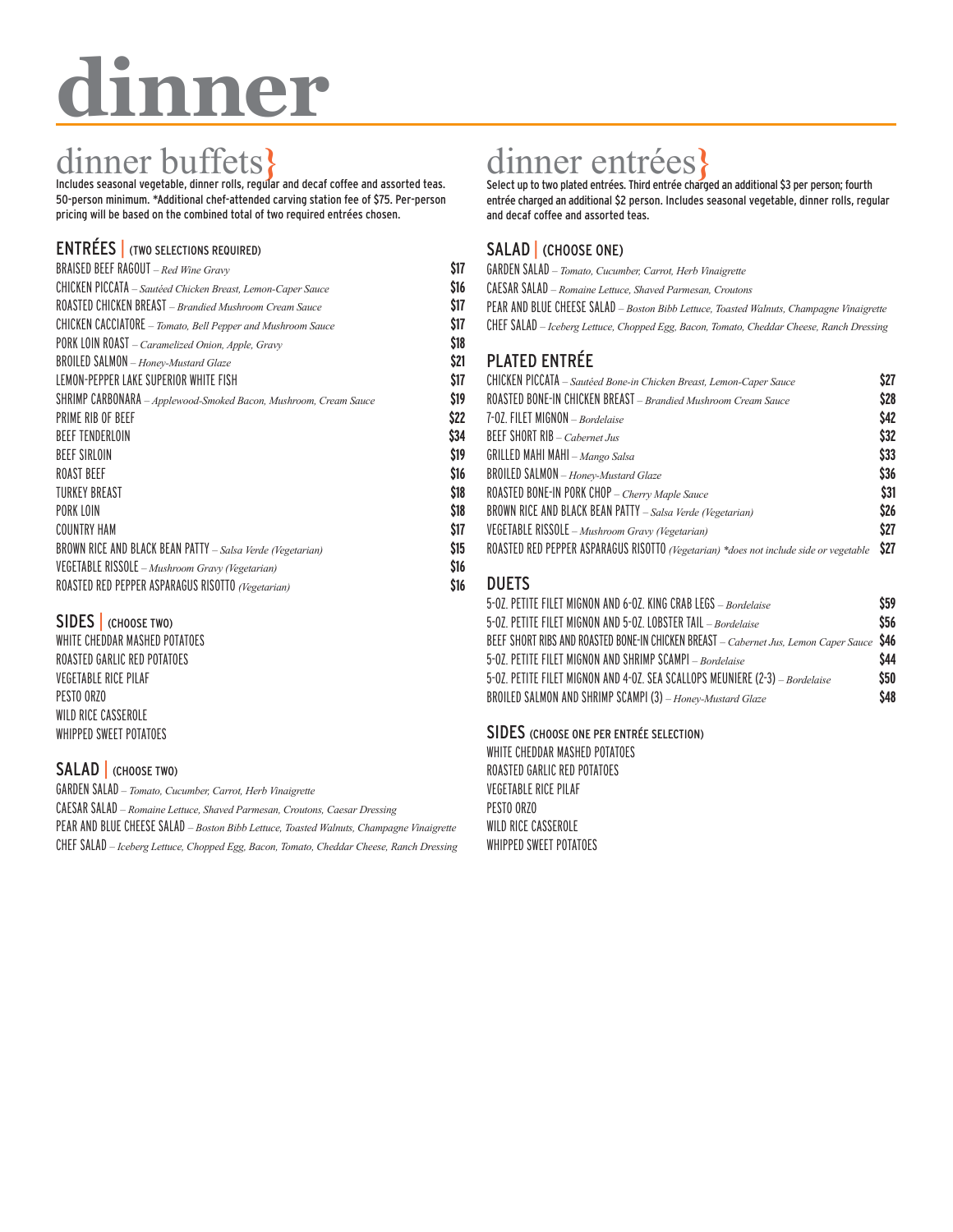# dinner

## dinner buffets}

Includes seasonal vegetable, dinner rolls, regular and decaf coffee and assorted teas. 50-person minimum. *Additional chef-attended carving station fee of $75. Per-person pricing will be based on the combined total of two required entrées chosen.

### ENTRÉES | (TWO SELECTIONS REQUIRED)

| Item | Price |
|---|---|
| BRAISED BEEF RAGOUT – *Red Wine Gravy* | $17 |
| CHICKEN PICCATA – *Sautéed Chicken Breast, Lemon-Caper Sauce* | $16 |
| ROASTED CHICKEN BREAST – *Brandied Mushroom Cream Sauce* | $17 |
| CHICKEN CACCIATORE – *Tomato, Bell Pepper and Mushroom Sauce* | $17 |
| PORK LOIN ROAST – *Caramelized Onion, Apple, Gravy* | $18 |
| BROILED SALMON – *Honey-Mustard Glaze* | $21 |
| LEMON-PEPPER LAKE SUPERIOR WHITE FISH | $17 |
| SHRIMP CARBONARA – *Applewood-Smoked Bacon, Mushroom, Cream Sauce* | $19 |
| PRIME RIB OF BEEF | $22 |
| BEEF TENDERLOIN | $34 |
| BEEF SIRLOIN | $19 |
| ROAST BEEF | $16 |
| TURKEY BREAST | $18 |
| PORK LOIN | $18 |
| COUNTRY HAM | $17 |
| BROWN RICE AND BLACK BEAN PATTY – *Salsa Verde (Vegetarian)* | $15 |
| VEGETABLE RISSOLE – *Mushroom Gravy (Vegetarian)* | $16 |
| ROASTED RED PEPPER ASPARAGUS RISOTTO *(Vegetarian)* | $16 |

### SIDES | (CHOOSE TWO)

WHITE CHEDDAR MASHED POTATOES
ROASTED GARLIC RED POTATOES
VEGETABLE RICE PILAF
PESTO ORZO
WILD RICE CASSEROLE
WHIPPED SWEET POTATOES

### SALAD | (CHOOSE TWO)

GARDEN SALAD – *Tomato, Cucumber, Carrot, Herb Vinaigrette*
CAESAR SALAD – *Romaine Lettuce, Shaved Parmesan, Croutons, Caesar Dressing*
PEAR AND BLUE CHEESE SALAD – *Boston Bibb Lettuce, Toasted Walnuts, Champagne Vinaigrette*
CHEF SALAD – *Iceberg Lettuce, Chopped Egg, Bacon, Tomato, Cheddar Cheese, Ranch Dressing*

## dinner entrées}

Select up to two plated entrées. Third entrée charged an additional $3 per person; fourth entrée charged an additional $2 person. Includes seasonal vegetable, dinner rolls, regular and decaf coffee and assorted teas.

### SALAD | (CHOOSE ONE)

GARDEN SALAD – *Tomato, Cucumber, Carrot, Herb Vinaigrette*
CAESAR SALAD – *Romaine Lettuce, Shaved Parmesan, Croutons*
PEAR AND BLUE CHEESE SALAD – *Boston Bibb Lettuce, Toasted Walnuts, Champagne Vinaigrette*
CHEF SALAD – *Iceberg Lettuce, Chopped Egg, Bacon, Tomato, Cheddar Cheese, Ranch Dressing*

### PLATED ENTRÉE

| Item | Price |
|---|---|
| CHICKEN PICCATA – *Sautéed Bone-in Chicken Breast, Lemon-Caper Sauce* | $27 |
| ROASTED BONE-IN CHICKEN BREAST – *Brandied Mushroom Cream Sauce* | $28 |
| 7-OZ. FILET MIGNON – *Bordelaise* | $42 |
| BEEF SHORT RIB – *Cabernet Jus* | $32 |
| GRILLED MAHI MAHI – *Mango Salsa* | $33 |
| BROILED SALMON – *Honey-Mustard Glaze* | $36 |
| ROASTED BONE-IN PORK CHOP – *Cherry Maple Sauce* | $31 |
| BROWN RICE AND BLACK BEAN PATTY – *Salsa Verde (Vegetarian)* | $26 |
| VEGETABLE RISSOLE – *Mushroom Gravy (Vegetarian)* | $27 |
| ROASTED RED PEPPER ASPARAGUS RISOTTO *(Vegetarian) *does not include side or vegetable* | $27 |

### DUETS

| Item | Price |
|---|---|
| 5-OZ. PETITE FILET MIGNON AND 6-OZ. KING CRAB LEGS – *Bordelaise* | $59 |
| 5-OZ. PETITE FILET MIGNON AND 5-OZ. LOBSTER TAIL – *Bordelaise* | $56 |
| BEEF SHORT RIBS AND ROASTED BONE-IN CHICKEN BREAST – *Cabernet Jus, Lemon Caper Sauce* | $46 |
| 5-OZ. PETITE FILET MIGNON AND SHRIMP SCAMPI – *Bordelaise* | $44 |
| 5-OZ. PETITE FILET MIGNON AND 4-OZ. SEA SCALLOPS MEUNIERE (2-3) – *Bordelaise* | $50 |
| BROILED SALMON AND SHRIMP SCAMPI (3) – *Honey-Mustard Glaze* | $48 |

### SIDES (CHOOSE ONE PER ENTRÉE SELECTION)

WHITE CHEDDAR MASHED POTATOES
ROASTED GARLIC RED POTATOES
VEGETABLE RICE PILAF
PESTO ORZO
WILD RICE CASSEROLE
WHIPPED SWEET POTATOES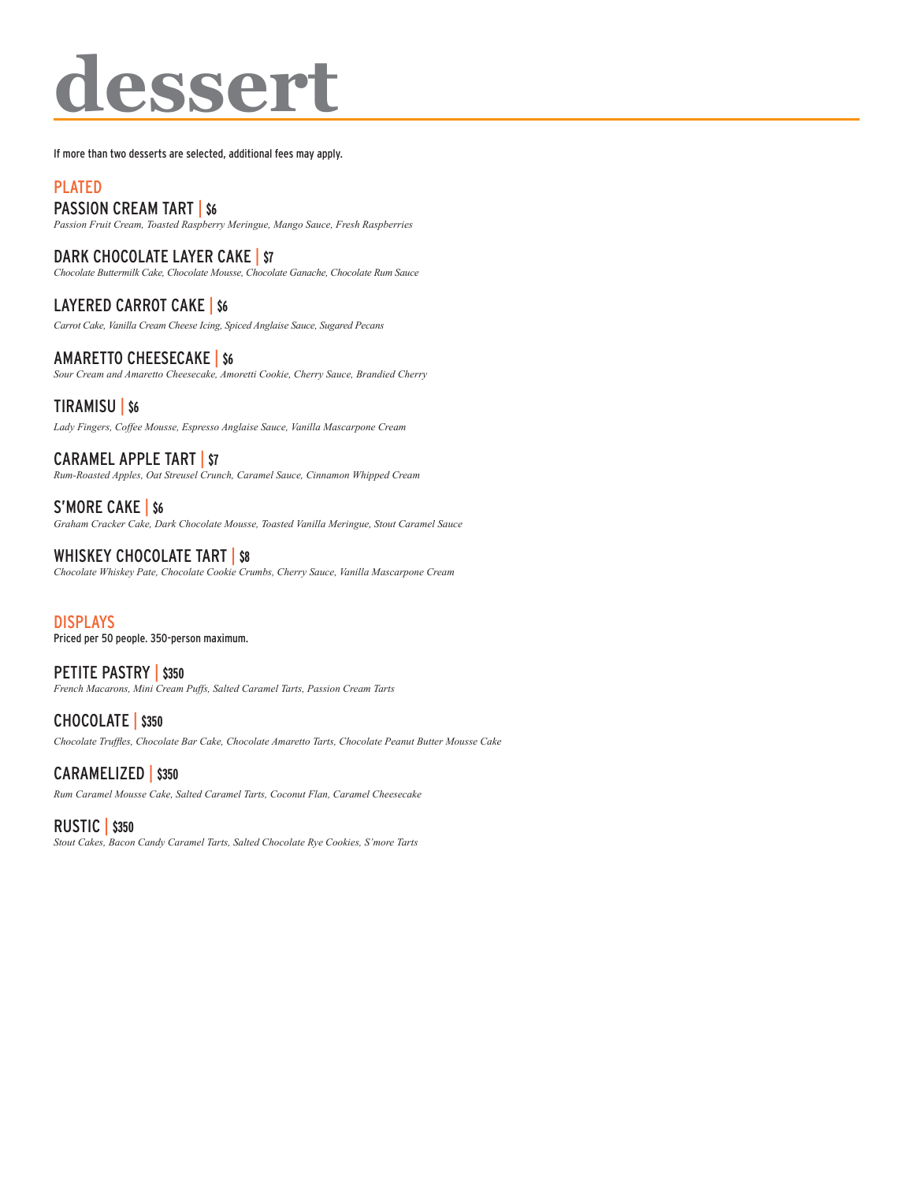# dessert

If more than two desserts are selected, additional fees may apply.

## PLATED

### PASSION CREAM TART | $6

*Passion Fruit Cream, Toasted Raspberry Meringue, Mango Sauce, Fresh Raspberries*

### DARK CHOCOLATE LAYER CAKE | $7

*Chocolate Buttermilk Cake, Chocolate Mousse, Chocolate Ganache, Chocolate Rum Sauce*

### LAYERED CARROT CAKE | $6

*Carrot Cake, Vanilla Cream Cheese Icing, Spiced Anglaise Sauce, Sugared Pecans*

### AMARETTO CHEESECAKE | $6

*Sour Cream and Amaretto Cheesecake, Amoretti Cookie, Cherry Sauce, Brandied Cherry*

### TIRAMISU | $6

*Lady Fingers, Coffee Mousse, Espresso Anglaise Sauce, Vanilla Mascarpone Cream*

### CARAMEL APPLE TART | $7

*Rum-Roasted Apples, Oat Streusel Crunch, Caramel Sauce, Cinnamon Whipped Cream*

### S'MORE CAKE | $6

*Graham Cracker Cake, Dark Chocolate Mousse, Toasted Vanilla Meringue, Stout Caramel Sauce*

### WHISKEY CHOCOLATE TART | $8

*Chocolate Whiskey Pate, Chocolate Cookie Crumbs, Cherry Sauce, Vanilla Mascarpone Cream*

## DISPLAYS

Priced per 50 people. 350-person maximum.

### PETITE PASTRY | $350

*French Macarons, Mini Cream Puffs, Salted Caramel Tarts, Passion Cream Tarts*

### CHOCOLATE | $350

*Chocolate Truffles, Chocolate Bar Cake, Chocolate Amaretto Tarts, Chocolate Peanut Butter Mousse Cake*

### CARAMELIZED | $350

*Rum Caramel Mousse Cake, Salted Caramel Tarts, Coconut Flan, Caramel Cheesecake*

### RUSTIC | $350

*Stout Cakes, Bacon Candy Caramel Tarts, Salted Chocolate Rye Cookies, S'more Tarts*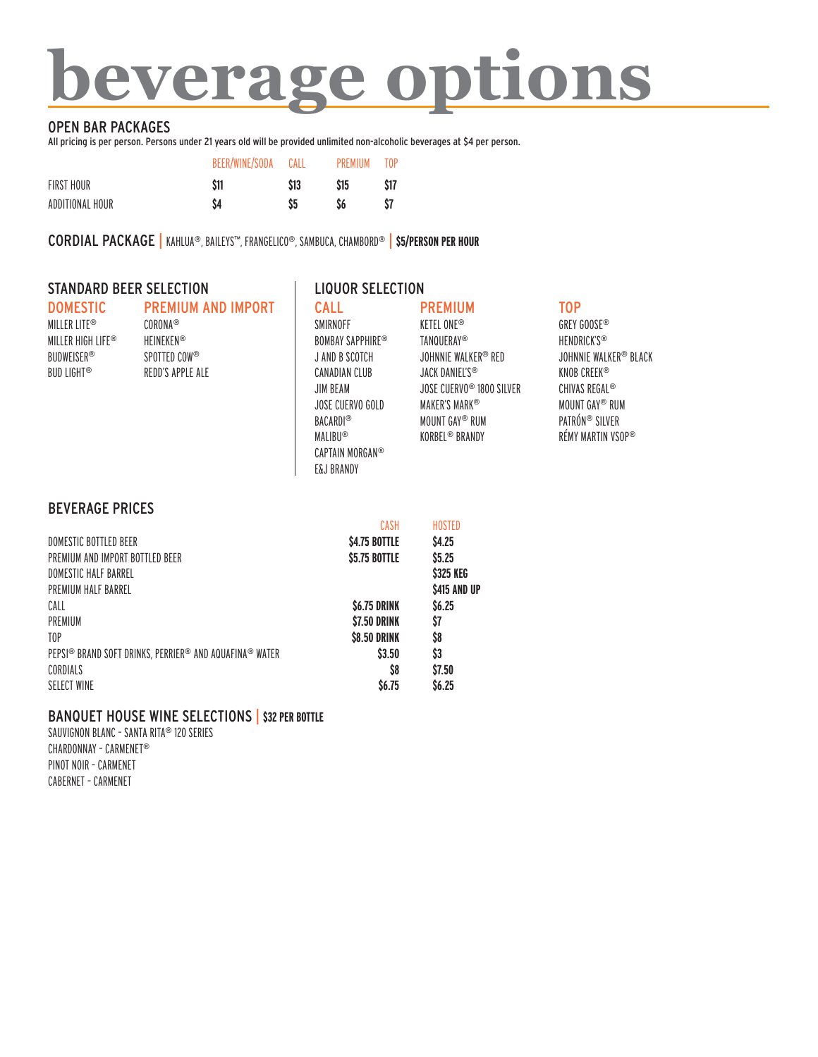# beverage options

## OPEN BAR PACKAGES

All pricing is per person. Persons under 21 years old will be provided unlimited non-alcoholic beverages at $4 per person.

| | BEER/WINE/SODA | CALL | PREMIUM | TOP |
|---|---|---|---|---|
| FIRST HOUR | **$11** | **$13** | **$15** | **$17** |
| ADDITIONAL HOUR | **$4** | **$5** | **$6** | **$7** |

## CORDIAL PACKAGE | KAHLUA®, BAILEYS™, FRANGELICO®, SAMBUCA, CHAMBORD® | **$5/PERSON PER HOUR**

## STANDARD BEER SELECTION

### DOMESTIC

- MILLER LITE®
- MILLER HIGH LIFE®
- BUDWEISER®
- BUD LIGHT®

### PREMIUM AND IMPORT

- CORONA®
- HEINEKEN®
- SPOTTED COW®
- REDD'S APPLE ALE

## LIQUOR SELECTION

### CALL

- SMIRNOFF
- BOMBAY SAPPHIRE®
- J AND B SCOTCH
- CANADIAN CLUB
- JIM BEAM
- JOSE CUERVO GOLD
- BACARDI®
- MALIBU®
- CAPTAIN MORGAN®
- E&J BRANDY

### PREMIUM

- KETEL ONE®
- TANQUERAY®
- JOHNNIE WALKER® RED
- JACK DANIEL'S®
- JOSE CUERVO® 1800 SILVER
- MAKER'S MARK®
- MOUNT GAY® RUM
- KORBEL® BRANDY

### TOP

- GREY GOOSE®
- HENDRICK'S®
- JOHNNIE WALKER® BLACK
- KNOB CREEK®
- CHIVAS REGAL®
- MOUNT GAY® RUM
- PATRÓN® SILVER
- RÉMY MARTIN VSOP®

## BEVERAGE PRICES

| | CASH | HOSTED |
|---|---|---|
| DOMESTIC BOTTLED BEER | **$4.75 BOTTLE** | **$4.25** |
| PREMIUM AND IMPORT BOTTLED BEER | **$5.75 BOTTLE** | **$5.25** |
| DOMESTIC HALF BARREL | | **$325 KEG** |
| PREMIUM HALF BARREL | | **$415 AND UP** |
| CALL | **$6.75 DRINK** | **$6.25** |
| PREMIUM | **$7.50 DRINK** | **$7** |
| TOP | **$8.50 DRINK** | **$8** |
| PEPSI® BRAND SOFT DRINKS, PERRIER® AND AQUAFINA® WATER | **$3.50** | **$3** |
| CORDIALS | **$8** | **$7.50** |
| SELECT WINE | **$6.75** | **$6.25** |

## BANQUET HOUSE WINE SELECTIONS | **$32 PER BOTTLE**

SAUVIGNON BLANC - SANTA RITA® 120 SERIES
CHARDONNAY - CARMENET®
PINOT NOIR - CARMENET
CABERNET - CARMENET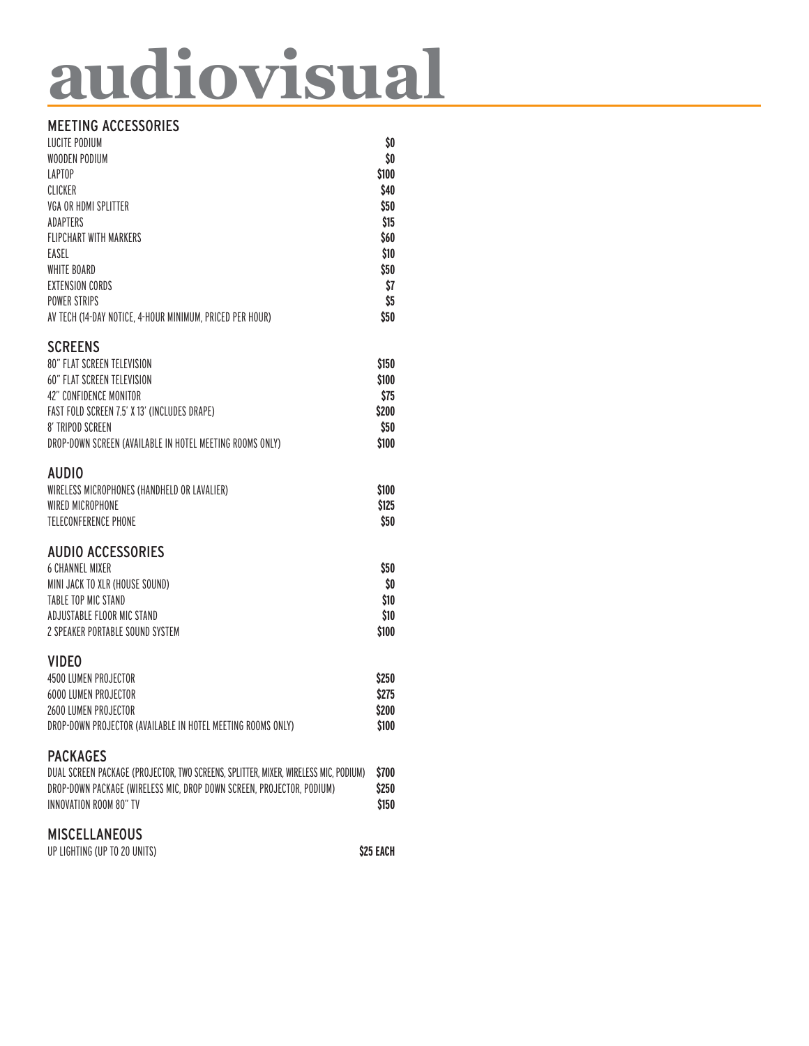# audiovisual

## MEETING ACCESSORIES

| Item | Price |
|---|---|
| LUCITE PODIUM | $0 |
| WOODEN PODIUM | $0 |
| LAPTOP | $100 |
| CLICKER | $40 |
| VGA OR HDMI SPLITTER | $50 |
| ADAPTERS | $15 |
| FLIPCHART WITH MARKERS | $60 |
| EASEL | $10 |
| WHITE BOARD | $50 |
| EXTENSION CORDS | $7 |
| POWER STRIPS | $5 |
| AV TECH (14-DAY NOTICE, 4-HOUR MINIMUM, PRICED PER HOUR) | $50 |

## SCREENS

| Item | Price |
|---|---|
| 80" FLAT SCREEN TELEVISION | $150 |
| 60" FLAT SCREEN TELEVISION | $100 |
| 42" CONFIDENCE MONITOR | $75 |
| FAST FOLD SCREEN 7.5' X 13' (INCLUDES DRAPE) | $200 |
| 8' TRIPOD SCREEN | $50 |
| DROP-DOWN SCREEN (AVAILABLE IN HOTEL MEETING ROOMS ONLY) | $100 |

## AUDIO

| Item | Price |
|---|---|
| WIRELESS MICROPHONES (HANDHELD OR LAVALIER) | $100 |
| WIRED MICROPHONE | $125 |
| TELECONFERENCE PHONE | $50 |

## AUDIO ACCESSORIES

| Item | Price |
|---|---|
| 6 CHANNEL MIXER | $50 |
| MINI JACK TO XLR (HOUSE SOUND) | $0 |
| TABLE TOP MIC STAND | $10 |
| ADJUSTABLE FLOOR MIC STAND | $10 |
| 2 SPEAKER PORTABLE SOUND SYSTEM | $100 |

## VIDEO

| Item | Price |
|---|---|
| 4500 LUMEN PROJECTOR | $250 |
| 6000 LUMEN PROJECTOR | $275 |
| 2600 LUMEN PROJECTOR | $200 |
| DROP-DOWN PROJECTOR (AVAILABLE IN HOTEL MEETING ROOMS ONLY) | $100 |

## PACKAGES

| Item | Price |
|---|---|
| DUAL SCREEN PACKAGE (PROJECTOR, TWO SCREENS, SPLITTER, MIXER, WIRELESS MIC, PODIUM) | $700 |
| DROP-DOWN PACKAGE (WIRELESS MIC, DROP DOWN SCREEN, PROJECTOR, PODIUM) | $250 |
| INNOVATION ROOM 80" TV | $150 |

## MISCELLANEOUS

| Item | Price |
|---|---|
| UP LIGHTING (UP TO 20 UNITS) | $25 EACH |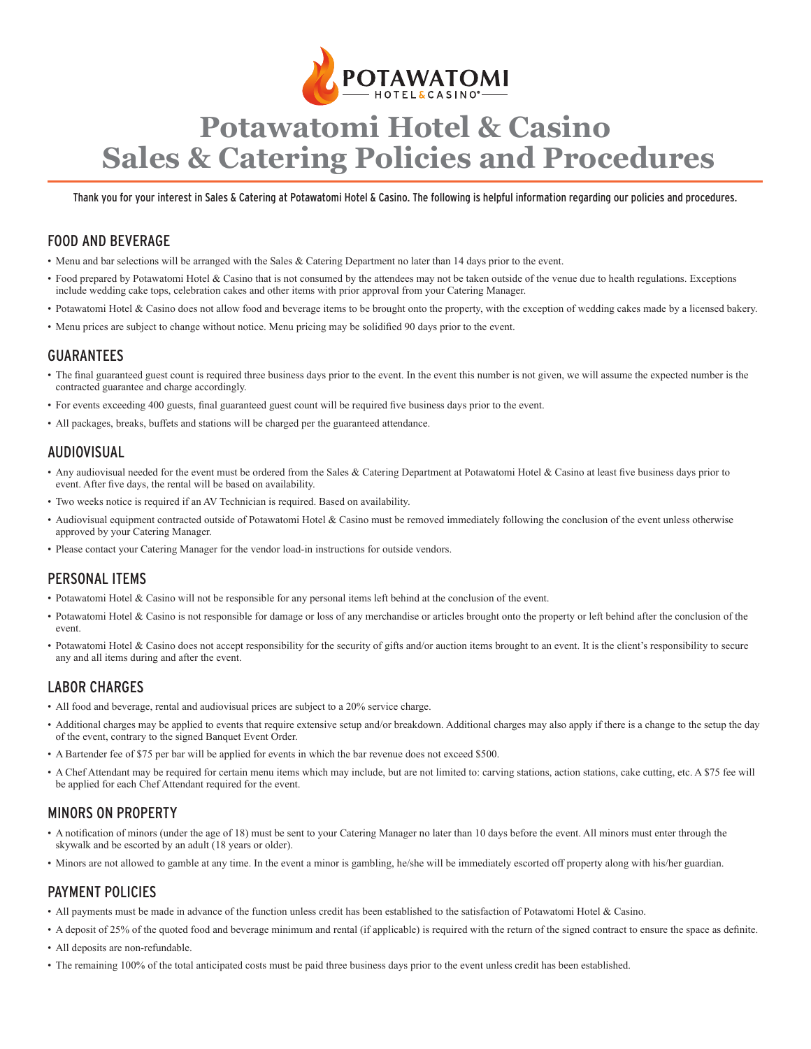# Potawatomi Hotel & Casino Sales & Catering Policies and Procedures

Thank you for your interest in Sales & Catering at Potawatomi Hotel & Casino. The following is helpful information regarding our policies and procedures.

## FOOD AND BEVERAGE

- Menu and bar selections will be arranged with the Sales & Catering Department no later than 14 days prior to the event.
- Food prepared by Potawatomi Hotel & Casino that is not consumed by the attendees may not be taken outside of the venue due to health regulations. Exceptions include wedding cake tops, celebration cakes and other items with prior approval from your Catering Manager.
- Potawatomi Hotel & Casino does not allow food and beverage items to be brought onto the property, with the exception of wedding cakes made by a licensed bakery.
- Menu prices are subject to change without notice. Menu pricing may be solidified 90 days prior to the event.

## GUARANTEES

- The final guaranteed guest count is required three business days prior to the event. In the event this number is not given, we will assume the expected number is the contracted guarantee and charge accordingly.
- For events exceeding 400 guests, final guaranteed guest count will be required five business days prior to the event.
- All packages, breaks, buffets and stations will be charged per the guaranteed attendance.

## AUDIOVISUAL

- Any audiovisual needed for the event must be ordered from the Sales & Catering Department at Potawatomi Hotel & Casino at least five business days prior to event. After five days, the rental will be based on availability.
- Two weeks notice is required if an AV Technician is required. Based on availability.
- Audiovisual equipment contracted outside of Potawatomi Hotel & Casino must be removed immediately following the conclusion of the event unless otherwise approved by your Catering Manager.
- Please contact your Catering Manager for the vendor load-in instructions for outside vendors.

## PERSONAL ITEMS

- Potawatomi Hotel & Casino will not be responsible for any personal items left behind at the conclusion of the event.
- Potawatomi Hotel & Casino is not responsible for damage or loss of any merchandise or articles brought onto the property or left behind after the conclusion of the event.
- Potawatomi Hotel & Casino does not accept responsibility for the security of gifts and/or auction items brought to an event. It is the client's responsibility to secure any and all items during and after the event.

## LABOR CHARGES

- All food and beverage, rental and audiovisual prices are subject to a 20% service charge.
- Additional charges may be applied to events that require extensive setup and/or breakdown. Additional charges may also apply if there is a change to the setup the day of the event, contrary to the signed Banquet Event Order.
- A Bartender fee of $75 per bar will be applied for events in which the bar revenue does not exceed $500.
- A Chef Attendant may be required for certain menu items which may include, but are not limited to: carving stations, action stations, cake cutting, etc. A $75 fee will be applied for each Chef Attendant required for the event.

## MINORS ON PROPERTY

- A notification of minors (under the age of 18) must be sent to your Catering Manager no later than 10 days before the event. All minors must enter through the skywalk and be escorted by an adult (18 years or older).
- Minors are not allowed to gamble at any time. In the event a minor is gambling, he/she will be immediately escorted off property along with his/her guardian.

## PAYMENT POLICIES

- All payments must be made in advance of the function unless credit has been established to the satisfaction of Potawatomi Hotel & Casino.
- A deposit of 25% of the quoted food and beverage minimum and rental (if applicable) is required with the return of the signed contract to ensure the space as definite.
- All deposits are non-refundable.
- The remaining 100% of the total anticipated costs must be paid three business days prior to the event unless credit has been established.